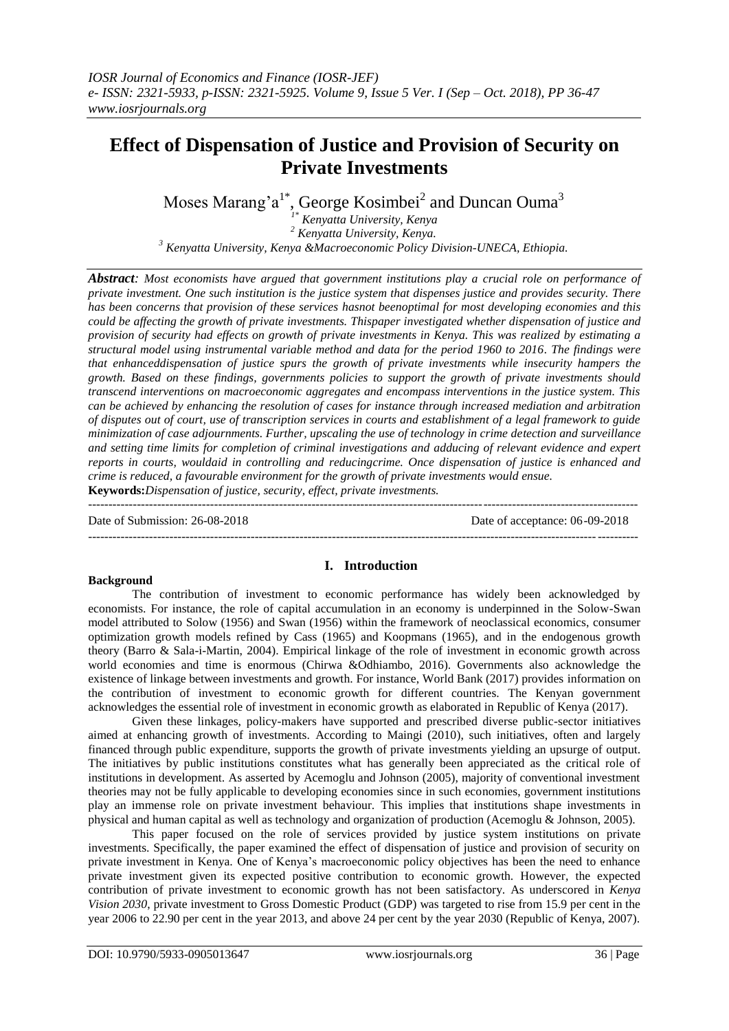# Effect of Dispensation of Justice and Provision of Security on Private Investments

Moses Marang'a[1*], George Kosimbei[2] and Duncan Ouma[3]

[1*] Kenyatta University, Kenya
[2] Kenyatta University, Kenya.
[3] Kenyatta University, Kenya &Macroeconomic Policy Division-UNECA, Ethiopia.

***Abstract**: Most economists have argued that government institutions play a crucial role on performance of private investment. One such institution is the justice system that dispenses justice and provides security. There has been concerns that provision of these services hasnot beenoptimal for most developing economies and this could be affecting the growth of private investments. Thispaper investigated whether dispensation of justice and provision of security had effects on growth of private investments in Kenya. This was realized by estimating a structural model using instrumental variable method and data for the period 1960 to 2016. The findings were that enhanceddispensation of justice spurs the growth of private investments while insecurity hampers the growth. Based on these findings, governments policies to support the growth of private investments should transcend interventions on macroeconomic aggregates and encompass interventions in the justice system. This can be achieved by enhancing the resolution of cases for instance through increased mediation and arbitration of disputes out of court, use of transcription services in courts and establishment of a legal framework to guide minimization of case adjournments. Further, upscaling the use of technology in crime detection and surveillance and setting time limits for completion of criminal investigations and adducing of relevant evidence and expert reports in courts, wouldaid in controlling and reducingcrime. Once dispensation of justice is enhanced and crime is reduced, a favourable environment for the growth of private investments would ensue.*

**Keywords:***Dispensation of justice, security, effect, private investments.*

---

Date of Submission: 26-08-2018 Date of acceptance: 06-09-2018

---

## I. Introduction

### Background

The contribution of investment to economic performance has widely been acknowledged by economists. For instance, the role of capital accumulation in an economy is underpinned in the Solow-Swan model attributed to Solow (1956) and Swan (1956) within the framework of neoclassical economics, consumer optimization growth models refined by Cass (1965) and Koopmans (1965), and in the endogenous growth theory (Barro & Sala-i-Martin, 2004). Empirical linkage of the role of investment in economic growth across world economies and time is enormous (Chirwa &Odhiambo, 2016). Governments also acknowledge the existence of linkage between investments and growth. For instance, World Bank (2017) provides information on the contribution of investment to economic growth for different countries. The Kenyan government acknowledges the essential role of investment in economic growth as elaborated in Republic of Kenya (2017).

Given these linkages, policy-makers have supported and prescribed diverse public-sector initiatives aimed at enhancing growth of investments. According to Maingi (2010), such initiatives, often and largely financed through public expenditure, supports the growth of private investments yielding an upsurge of output. The initiatives by public institutions constitutes what has generally been appreciated as the critical role of institutions in development. As asserted by Acemoglu and Johnson (2005), majority of conventional investment theories may not be fully applicable to developing economies since in such economies, government institutions play an immense role on private investment behaviour. This implies that institutions shape investments in physical and human capital as well as technology and organization of production (Acemoglu & Johnson, 2005).

This paper focused on the role of services provided by justice system institutions on private investments. Specifically, the paper examined the effect of dispensation of justice and provision of security on private investment in Kenya. One of Kenya's macroeconomic policy objectives has been the need to enhance private investment given its expected positive contribution to economic growth. However, the expected contribution of private investment to economic growth has not been satisfactory. As underscored in *Kenya Vision 2030*, private investment to Gross Domestic Product (GDP) was targeted to rise from 15.9 per cent in the year 2006 to 22.90 per cent in the year 2013, and above 24 per cent by the year 2030 (Republic of Kenya, 2007).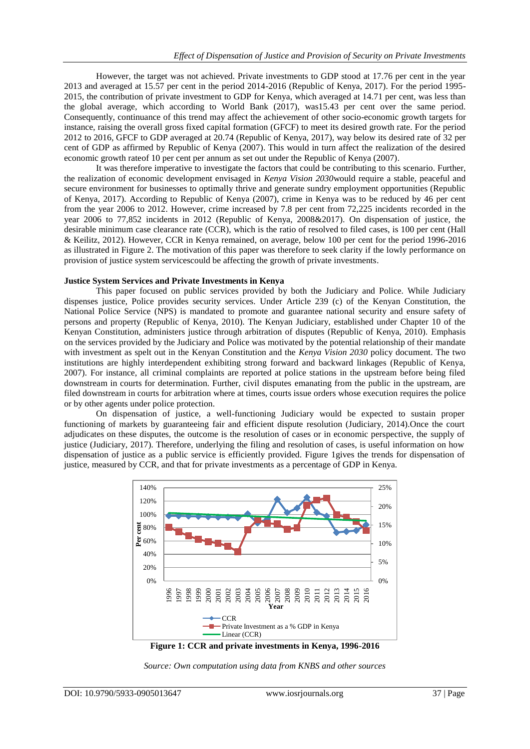However, the target was not achieved. Private investments to GDP stood at 17.76 per cent in the year 2013 and averaged at 15.57 per cent in the period 2014-2016 (Republic of Kenya, 2017). For the period 1995-2015, the contribution of private investment to GDP for Kenya, which averaged at 14.71 per cent, was less than the global average, which according to World Bank (2017), was15.43 per cent over the same period. Consequently, continuance of this trend may affect the achievement of other socio-economic growth targets for instance, raising the overall gross fixed capital formation (GFCF) to meet its desired growth rate. For the period 2012 to 2016, GFCF to GDP averaged at 20.74 (Republic of Kenya, 2017), way below its desired rate of 32 per cent of GDP as affirmed by Republic of Kenya (2007). This would in turn affect the realization of the desired economic growth rateof 10 per cent per annum as set out under the Republic of Kenya (2007).

It was therefore imperative to investigate the factors that could be contributing to this scenario. Further, the realization of economic development envisaged in *Kenya Vision 2030*would require a stable, peaceful and secure environment for businesses to optimally thrive and generate sundry employment opportunities (Republic of Kenya, 2017). According to Republic of Kenya (2007), crime in Kenya was to be reduced by 46 per cent from the year 2006 to 2012. However, crime increased by 7.8 per cent from 72,225 incidents recorded in the year 2006 to 77,852 incidents in 2012 (Republic of Kenya, 2008&2017). On dispensation of justice, the desirable minimum case clearance rate (CCR), which is the ratio of resolved to filed cases, is 100 per cent (Hall & Keilitz, 2012). However, CCR in Kenya remained, on average, below 100 per cent for the period 1996-2016 as illustrated in Figure 2. The motivation of this paper was therefore to seek clarity if the lowly performance on provision of justice system servicescould be affecting the growth of private investments.

**Justice System Services and Private Investments in Kenya**

This paper focused on public services provided by both the Judiciary and Police. While Judiciary dispenses justice, Police provides security services. Under Article 239 (c) of the Kenyan Constitution, the National Police Service (NPS) is mandated to promote and guarantee national security and ensure safety of persons and property (Republic of Kenya, 2010). The Kenyan Judiciary, established under Chapter 10 of the Kenyan Constitution, administers justice through arbitration of disputes (Republic of Kenya, 2010). Emphasis on the services provided by the Judiciary and Police was motivated by the potential relationship of their mandate with investment as spelt out in the Kenyan Constitution and the *Kenya Vision 2030* policy document. The two institutions are highly interdependent exhibiting strong forward and backward linkages (Republic of Kenya, 2007). For instance, all criminal complaints are reported at police stations in the upstream before being filed downstream in courts for determination. Further, civil disputes emanating from the public in the upstream, are filed downstream in courts for arbitration where at times, courts issue orders whose execution requires the police or by other agents under police protection.

On dispensation of justice, a well-functioning Judiciary would be expected to sustain proper functioning of markets by guaranteeing fair and efficient dispute resolution (Judiciary, 2014).Once the court adjudicates on these disputes, the outcome is the resolution of cases or in economic perspective, the supply of justice (Judiciary, 2017). Therefore, underlying the filing and resolution of cases, is useful information on how dispensation of justice as a public service is efficiently provided. Figure 1gives the trends for dispensation of justice, measured by CCR, and that for private investments as a percentage of GDP in Kenya.

**Figure 1: CCR and private investments in Kenya, 1996-2016**

*Source: Own computation using data from KNBS and other sources*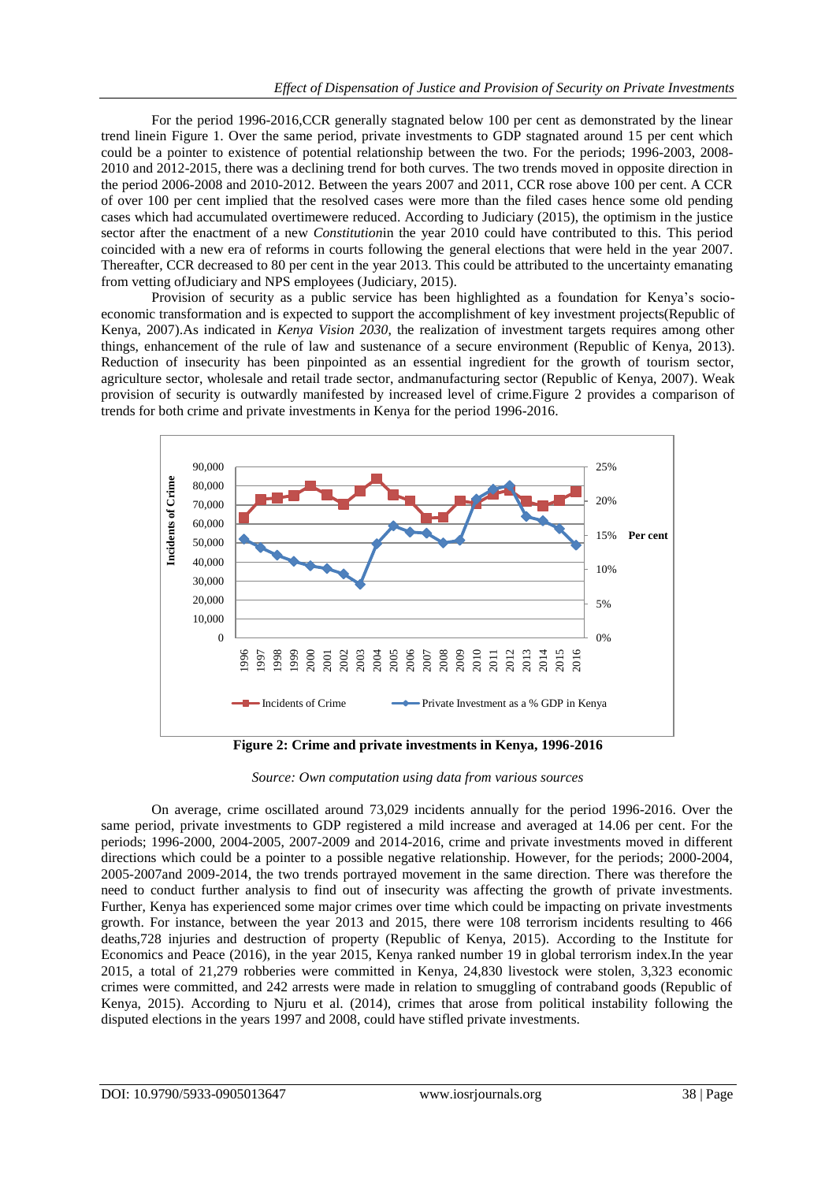For the period 1996-2016,CCR generally stagnated below 100 per cent as demonstrated by the linear trend linein Figure 1. Over the same period, private investments to GDP stagnated around 15 per cent which could be a pointer to existence of potential relationship between the two. For the periods; 1996-2003, 2008-2010 and 2012-2015, there was a declining trend for both curves. The two trends moved in opposite direction in the period 2006-2008 and 2010-2012. Between the years 2007 and 2011, CCR rose above 100 per cent. A CCR of over 100 per cent implied that the resolved cases were more than the filed cases hence some old pending cases which had accumulated overtimewere reduced. According to Judiciary (2015), the optimism in the justice sector after the enactment of a new *Constitution*in the year 2010 could have contributed to this. This period coincided with a new era of reforms in courts following the general elections that were held in the year 2007. Thereafter, CCR decreased to 80 per cent in the year 2013. This could be attributed to the uncertainty emanating from vetting ofJudiciary and NPS employees (Judiciary, 2015).

Provision of security as a public service has been highlighted as a foundation for Kenya's socio-economic transformation and is expected to support the accomplishment of key investment projects(Republic of Kenya, 2007).As indicated in *Kenya Vision 2030*, the realization of investment targets requires among other things, enhancement of the rule of law and sustenance of a secure environment (Republic of Kenya, 2013). Reduction of insecurity has been pinpointed as an essential ingredient for the growth of tourism sector, agriculture sector, wholesale and retail trade sector, andmanufacturing sector (Republic of Kenya, 2007). Weak provision of security is outwardly manifested by increased level of crime.Figure 2 provides a comparison of trends for both crime and private investments in Kenya for the period 1996-2016.

**Figure 2: Crime and private investments in Kenya, 1996-2016**

*Source: Own computation using data from various sources*

On average, crime oscillated around 73,029 incidents annually for the period 1996-2016. Over the same period, private investments to GDP registered a mild increase and averaged at 14.06 per cent. For the periods; 1996-2000, 2004-2005, 2007-2009 and 2014-2016, crime and private investments moved in different directions which could be a pointer to a possible negative relationship. However, for the periods; 2000-2004, 2005-2007and 2009-2014, the two trends portrayed movement in the same direction. There was therefore the need to conduct further analysis to find out if insecurity was affecting the growth of private investments. Further, Kenya has experienced some major crimes over time which could be impacting on private investments growth. For instance, between the year 2013 and 2015, there were 108 terrorism incidents resulting to 466 deaths,728 injuries and destruction of property (Republic of Kenya, 2015). According to the Institute for Economics and Peace (2016), in the year 2015, Kenya ranked number 19 in global terrorism index.In the year 2015, a total of 21,279 robberies were committed in Kenya, 24,830 livestock were stolen, 3,323 economic crimes were committed, and 242 arrests were made in relation to smuggling of contraband goods (Republic of Kenya, 2015). According to Njuru et al. (2014), crimes that arose from political instability following the disputed elections in the years 1997 and 2008, could have stifled private investments.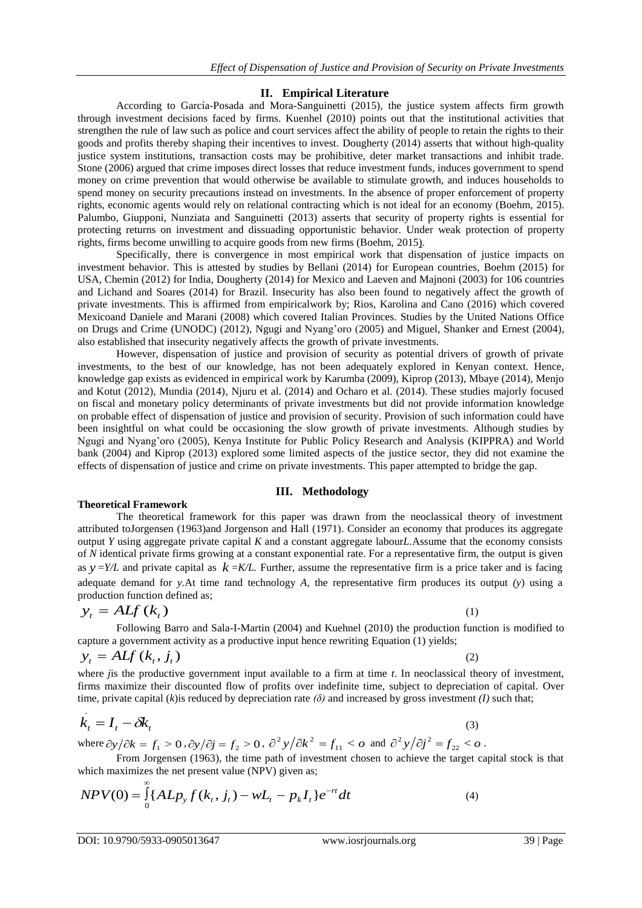## II. Empirical Literature

According to García-Posada and Mora-Sanguinetti (2015), the justice system affects firm growth through investment decisions faced by firms. Kuenhel (2010) points out that the institutional activities that strengthen the rule of law such as police and court services affect the ability of people to retain the rights to their goods and profits thereby shaping their incentives to invest. Dougherty (2014) asserts that without high-quality justice system institutions, transaction costs may be prohibitive, deter market transactions and inhibit trade. Stone (2006) argued that crime imposes direct losses that reduce investment funds, induces government to spend money on crime prevention that would otherwise be available to stimulate growth, and induces households to spend money on security precautions instead on investments. In the absence of proper enforcement of property rights, economic agents would rely on relational contracting which is not ideal for an economy (Boehm, 2015). Palumbo, Giupponi, Nunziata and Sanguinetti (2013) asserts that security of property rights is essential for protecting returns on investment and dissuading opportunistic behavior. Under weak protection of property rights, firms become unwilling to acquire goods from new firms (Boehm, 2015).

Specifically, there is convergence in most empirical work that dispensation of justice impacts on investment behavior. This is attested by studies by Bellani (2014) for European countries, Boehm (2015) for USA, Chemin (2012) for India, Dougherty (2014) for Mexico and Laeven and Majnoni (2003) for 106 countries and Lichand and Soares (2014) for Brazil. Insecurity has also been found to negatively affect the growth of private investments. This is affirmed from empiricalwork by; Rios, Karolina and Cano (2016) which covered Mexicoand Daniele and Marani (2008) which covered Italian Provinces. Studies by the United Nations Office on Drugs and Crime (UNODC) (2012), Ngugi and Nyang'oro (2005) and Miguel, Shanker and Ernest (2004), also established that insecurity negatively affects the growth of private investments.

However, dispensation of justice and provision of security as potential drivers of growth of private investments, to the best of our knowledge, has not been adequately explored in Kenyan context. Hence, knowledge gap exists as evidenced in empirical work by Karumba (2009), Kiprop (2013), Mbaye (2014), Menjo and Kotut (2012), Mundia (2014), Njuru et al. (2014) and Ocharo et al. (2014). These studies majorly focused on fiscal and monetary policy determinants of private investments but did not provide information knowledge on probable effect of dispensation of justice and provision of security. Provision of such information could have been insightful on what could be occasioning the slow growth of private investments. Although studies by Ngugi and Nyang'oro (2005), Kenya Institute for Public Policy Research and Analysis (KIPPRA) and World bank (2004) and Kiprop (2013) explored some limited aspects of the justice sector, they did not examine the effects of dispensation of justice and crime on private investments. This paper attempted to bridge the gap.

## III. Methodology

**Theoretical Framework**

The theoretical framework for this paper was drawn from the neoclassical theory of investment attributed toJorgensen (1963)and Jorgenson and Hall (1971). Consider an economy that produces its aggregate output $Y$ using aggregate private capital $K$ and a constant aggregate labour$L$.Assume that the economy consists of $N$ identical private firms growing at a constant exponential rate. For a representative firm, the output is given as $y = Y/L$ and private capital as $k = K/L$. Further, assume the representative firm is a price taker and is facing adequate demand for $y$.At time $t$and technology $A$, the representative firm produces its output $(y)$ using a production function defined as;

$$y_t = ALf(k_t) \quad (1)$$

Following Barro and Sala-I-Martin (2004) and Kuehnel (2010) the production function is modified to capture a government activity as a productive input hence rewriting Equation (1) yields;

$$y_t = ALf(k_t, j_t) \quad (2)$$

where $j$is the productive government input available to a firm at time $t$. In neoclassical theory of investment, firms maximize their discounted flow of profits over indefinite time, subject to depreciation of capital. Over time, private capital ($k$)is reduced by depreciation rate $(\delta)$ and increased by gross investment $(I)$ such that;

$$\dot{k}_t = I_t - \delta k_t \quad (3)$$

where $\partial y/\partial k = f_1 > 0$, $\partial y/\partial j = f_2 > 0$, $\partial^2 y/\partial k^2 = f_{11} < o$ and $\partial^2 y/\partial j^2 = f_{22} < o$.

From Jorgensen (1963), the time path of investment chosen to achieve the target capital stock is that which maximizes the net present value (NPV) given as;

$$NPV(0) = \int_0^{\infty} \{ALp_y f(k_t, j_t) - wL_t - p_k I_t\} e^{-rt} dt \quad (4)$$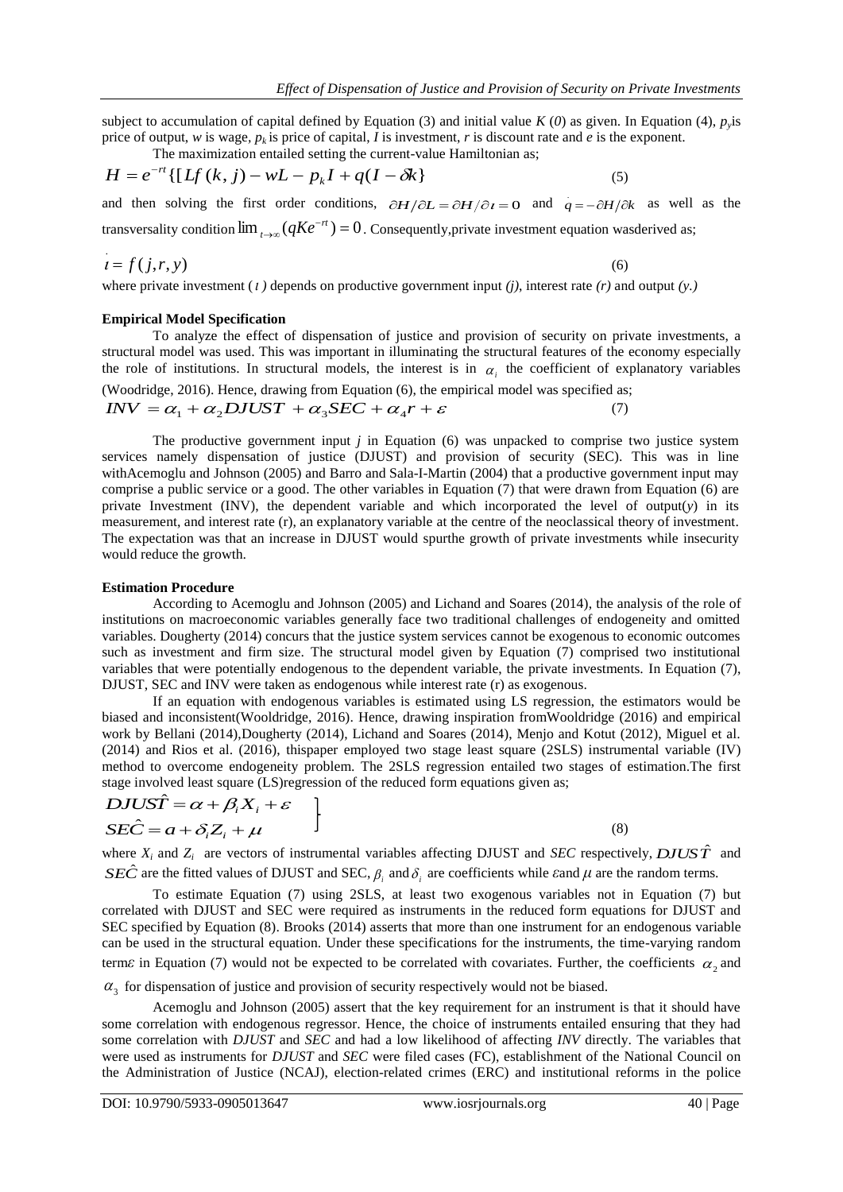subject to accumulation of capital defined by Equation (3) and initial value $K(0)$ as given. In Equation (4), $p_y$ is price of output, $w$ is wage, $p_k$ is price of capital, $I$ is investment, $r$ is discount rate and $e$ is the exponent.

The maximization entailed setting the current-value Hamiltonian as;

$$H = e^{-rt}\{[Lf(k, j) - wL - p_k I + q(I - \delta k\} \quad (5)$$

and then solving the first order conditions, $\partial H/\partial L = \partial H/\partial \imath = 0$ and $\dot{q} = -\partial H/\partial k$ as well as the transversality condition $\lim_{t\to\infty}(qKe^{-rt}) = 0$. Consequently,private investment equation wasderived as;

$$\dot{\imath} = f(j, r, y) \quad (6)$$

where private investment ($\imath$ ) depends on productive government input *(j)*, interest rate *(r)* and output *(y.)*

**Empirical Model Specification**

To analyze the effect of dispensation of justice and provision of security on private investments, a structural model was used. This was important in illuminating the structural features of the economy especially the role of institutions. In structural models, the interest is in $\alpha_i$ the coefficient of explanatory variables (Woodridge, 2016). Hence, drawing from Equation (6), the empirical model was specified as;

$$INV = \alpha_1 + \alpha_2 DJUST + \alpha_3 SEC + \alpha_4 r + \varepsilon \quad (7)$$

The productive government input $j$ in Equation (6) was unpacked to comprise two justice system services namely dispensation of justice (DJUST) and provision of security (SEC). This was in line withAcemoglu and Johnson (2005) and Barro and Sala-I-Martin (2004) that a productive government input may comprise a public service or a good. The other variables in Equation (7) that were drawn from Equation (6) are private Investment (INV), the dependent variable and which incorporated the level of output($y$) in its measurement, and interest rate (r), an explanatory variable at the centre of the neoclassical theory of investment. The expectation was that an increase in DJUST would spurthe growth of private investments while insecurity would reduce the growth.

**Estimation Procedure**

According to Acemoglu and Johnson (2005) and Lichand and Soares (2014), the analysis of the role of institutions on macroeconomic variables generally face two traditional challenges of endogeneity and omitted variables. Dougherty (2014) concurs that the justice system services cannot be exogenous to economic outcomes such as investment and firm size. The structural model given by Equation (7) comprised two institutional variables that were potentially endogenous to the dependent variable, the private investments. In Equation (7), DJUST, SEC and INV were taken as endogenous while interest rate (r) as exogenous.

If an equation with endogenous variables is estimated using LS regression, the estimators would be biased and inconsistent(Wooldridge, 2016). Hence, drawing inspiration fromWooldridge (2016) and empirical work by Bellani (2014),Dougherty (2014), Lichand and Soares (2014), Menjo and Kotut (2012), Miguel et al. (2014) and Rios et al. (2016), thispaper employed two stage least square (2SLS) instrumental variable (IV) method to overcome endogeneity problem. The 2SLS regression entailed two stages of estimation.The first stage involved least square (LS)regression of the reduced form equations given as;

$$\left.\begin{aligned} \hat{DJUST} &= \alpha + \beta_i X_i + \varepsilon \\ \hat{SEC} &= a + \delta_i Z_i + \mu \end{aligned}\right\} \quad (8)$$

where $X_i$ and $Z_i$ are vectors of instrumental variables affecting DJUST and *SEC* respectively, $\hat{DJUST}$ and $\hat{SEC}$ are the fitted values of DJUST and SEC, $\beta_i$ and $\delta_i$ are coefficients while $\varepsilon$ and $\mu$ are the random terms.

To estimate Equation (7) using 2SLS, at least two exogenous variables not in Equation (7) but correlated with DJUST and SEC were required as instruments in the reduced form equations for DJUST and SEC specified by Equation (8). Brooks (2014) asserts that more than one instrument for an endogenous variable can be used in the structural equation. Under these specifications for the instruments, the time-varying random term $\varepsilon$ in Equation (7) would not be expected to be correlated with covariates. Further, the coefficients $\alpha_2$ and $\alpha_3$ for dispensation of justice and provision of security respectively would not be biased.

Acemoglu and Johnson (2005) assert that the key requirement for an instrument is that it should have some correlation with endogenous regressor. Hence, the choice of instruments entailed ensuring that they had some correlation with *DJUST* and *SEC* and had a low likelihood of affecting *INV* directly. The variables that were used as instruments for *DJUST* and *SEC* were filed cases (FC), establishment of the National Council on the Administration of Justice (NCAJ), election-related crimes (ERC) and institutional reforms in the police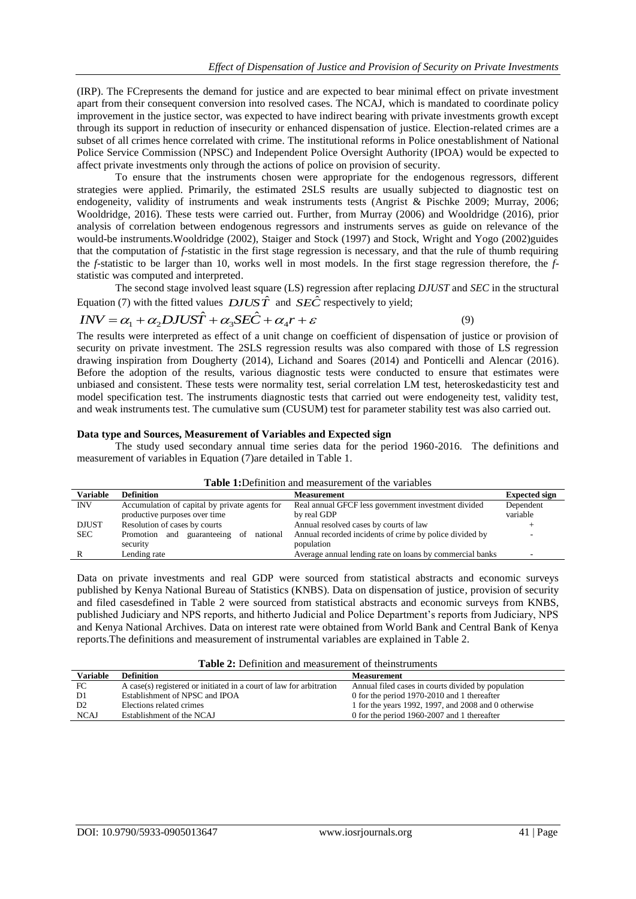(IRP). The FCrepresents the demand for justice and are expected to bear minimal effect on private investment apart from their consequent conversion into resolved cases. The NCAJ, which is mandated to coordinate policy improvement in the justice sector, was expected to have indirect bearing with private investments growth except through its support in reduction of insecurity or enhanced dispensation of justice. Election-related crimes are a subset of all crimes hence correlated with crime. The institutional reforms in Police onestablishment of National Police Service Commission (NPSC) and Independent Police Oversight Authority (IPOA) would be expected to affect private investments only through the actions of police on provision of security.

To ensure that the instruments chosen were appropriate for the endogenous regressors, different strategies were applied. Primarily, the estimated 2SLS results are usually subjected to diagnostic test on endogeneity, validity of instruments and weak instruments tests (Angrist & Pischke 2009; Murray, 2006; Wooldridge, 2016). These tests were carried out. Further, from Murray (2006) and Wooldridge (2016), prior analysis of correlation between endogenous regressors and instruments serves as guide on relevance of the would-be instruments.Wooldridge (2002), Staiger and Stock (1997) and Stock, Wright and Yogo (2002)guides that the computation of *f*-statistic in the first stage regression is necessary, and that the rule of thumb requiring the *f*-statistic to be larger than 10, works well in most models. In the first stage regression therefore, the *f*-statistic was computed and interpreted.

The second stage involved least square (LS) regression after replacing *DJUST* and *SEC* in the structural Equation (7) with the fitted values $DJUS\hat{T}$ and $SE\hat{C}$ respectively to yield;

$$INV = \alpha_1 + \alpha_2 DJUS\hat{T} + \alpha_3 SE\hat{C} + \alpha_4 r + \varepsilon \tag{9}$$

The results were interpreted as effect of a unit change on coefficient of dispensation of justice or provision of security on private investment. The 2SLS regression results was also compared with those of LS regression drawing inspiration from Dougherty (2014), Lichand and Soares (2014) and Ponticelli and Alencar (2016). Before the adoption of the results, various diagnostic tests were conducted to ensure that estimates were unbiased and consistent. These tests were normality test, serial correlation LM test, heteroskedasticity test and model specification test. The instruments diagnostic tests that carried out were endogeneity test, validity test, and weak instruments test. The cumulative sum (CUSUM) test for parameter stability test was also carried out.

**Data type and Sources, Measurement of Variables and Expected sign**

The study used secondary annual time series data for the period 1960-2016. The definitions and measurement of variables in Equation (7)are detailed in Table 1.

**Table 1:**Definition and measurement of the variables

| Variable | Definition | Measurement | Expected sign |
|---|---|---|---|
| INV | Accumulation of capital by private agents for productive purposes over time | Real annual GFCF less government investment divided by real GDP | Dependent variable |
| DJUST | Resolution of cases by courts | Annual resolved cases by courts of law | + |
| SEC | Promotion and guaranteeing of national security | Annual recorded incidents of crime by police divided by population | - |
| R | Lending rate | Average annual lending rate on loans by commercial banks | - |

Data on private investments and real GDP were sourced from statistical abstracts and economic surveys published by Kenya National Bureau of Statistics (KNBS). Data on dispensation of justice, provision of security and filed casesdefined in Table 2 were sourced from statistical abstracts and economic surveys from KNBS, published Judiciary and NPS reports, and hitherto Judicial and Police Department's reports from Judiciary, NPS and Kenya National Archives. Data on interest rate were obtained from World Bank and Central Bank of Kenya reports.The definitions and measurement of instrumental variables are explained in Table 2.

**Table 2:** Definition and measurement of theinstruments

| Variable | Definition | Measurement |
|---|---|---|
| FC | A case(s) registered or initiated in a court of law for arbitration | Annual filed cases in courts divided by population |
| D1 | Establishment of NPSC and IPOA | 0 for the period 1970-2010 and 1 thereafter |
| D2 | Elections related crimes | 1 for the years 1992, 1997, and 2008 and 0 otherwise |
| NCAJ | Establishment of the NCAJ | 0 for the period 1960-2007 and 1 thereafter |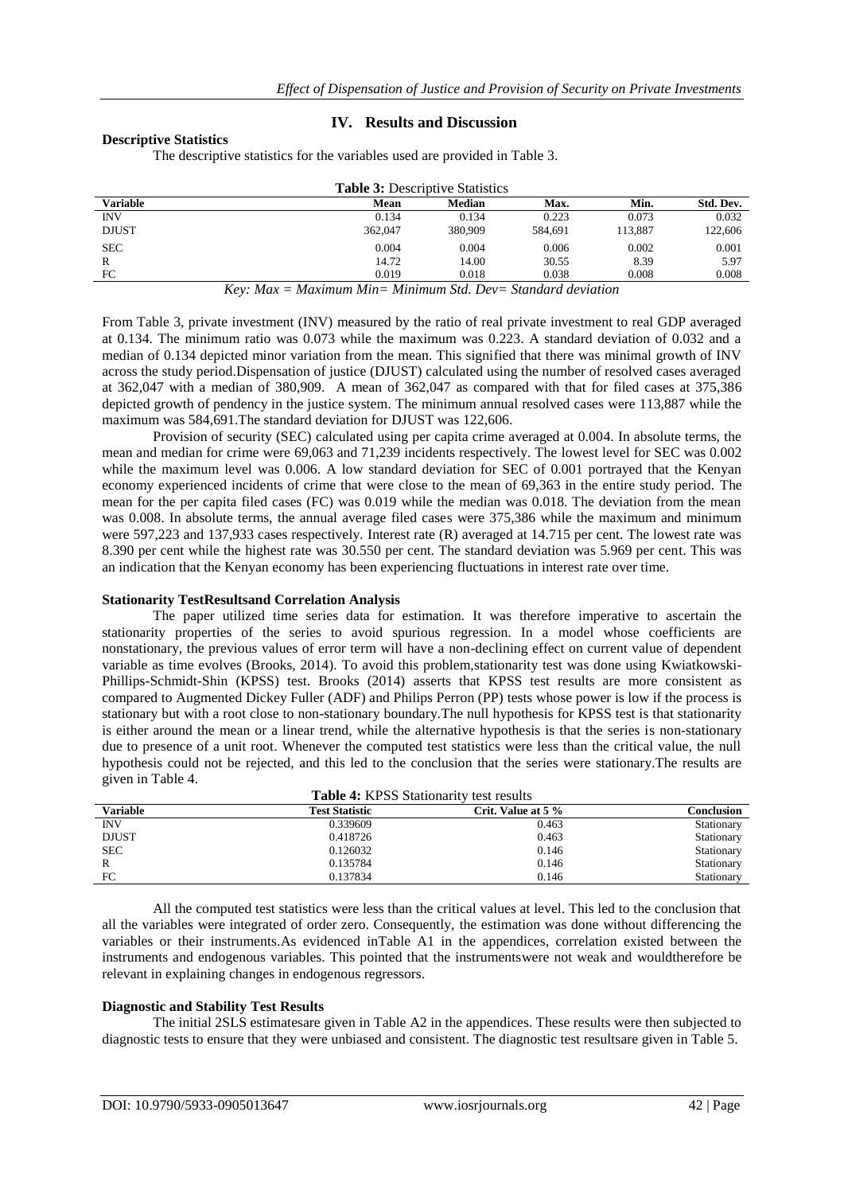## IV. Results and Discussion

### Descriptive Statistics

The descriptive statistics for the variables used are provided in Table 3.

**Table 3:** Descriptive Statistics

| Variable | Mean | Median | Max. | Min. | Std. Dev. |
|---|---|---|---|---|---|
| INV | 0.134 | 0.134 | 0.223 | 0.073 | 0.032 |
| DJUST | 362,047 | 380,909 | 584,691 | 113,887 | 122,606 |
| SEC | 0.004 | 0.004 | 0.006 | 0.002 | 0.001 |
| R | 14.72 | 14.00 | 30.55 | 8.39 | 5.97 |
| FC | 0.019 | 0.018 | 0.038 | 0.008 | 0.008 |

*Key: Max = Maximum Min= Minimum Std. Dev= Standard deviation*

From Table 3, private investment (INV) measured by the ratio of real private investment to real GDP averaged at 0.134. The minimum ratio was 0.073 while the maximum was 0.223. A standard deviation of 0.032 and a median of 0.134 depicted minor variation from the mean. This signified that there was minimal growth of INV across the study period.Dispensation of justice (DJUST) calculated using the number of resolved cases averaged at 362,047 with a median of 380,909. A mean of 362,047 as compared with that for filed cases at 375,386 depicted growth of pendency in the justice system. The minimum annual resolved cases were 113,887 while the maximum was 584,691.The standard deviation for DJUST was 122,606.

Provision of security (SEC) calculated using per capita crime averaged at 0.004. In absolute terms, the mean and median for crime were 69,063 and 71,239 incidents respectively. The lowest level for SEC was 0.002 while the maximum level was 0.006. A low standard deviation for SEC of 0.001 portrayed that the Kenyan economy experienced incidents of crime that were close to the mean of 69,363 in the entire study period. The mean for the per capita filed cases (FC) was 0.019 while the median was 0.018. The deviation from the mean was 0.008. In absolute terms, the annual average filed cases were 375,386 while the maximum and minimum were 597,223 and 137,933 cases respectively. Interest rate (R) averaged at 14.715 per cent. The lowest rate was 8.390 per cent while the highest rate was 30.550 per cent. The standard deviation was 5.969 per cent. This was an indication that the Kenyan economy has been experiencing fluctuations in interest rate over time.

### Stationarity TestResultsand Correlation Analysis

The paper utilized time series data for estimation. It was therefore imperative to ascertain the stationarity properties of the series to avoid spurious regression. In a model whose coefficients are nonstationary, the previous values of error term will have a non-declining effect on current value of dependent variable as time evolves (Brooks, 2014). To avoid this problem,stationarity test was done using Kwiatkowski-Phillips-Schmidt-Shin (KPSS) test. Brooks (2014) asserts that KPSS test results are more consistent as compared to Augmented Dickey Fuller (ADF) and Philips Perron (PP) tests whose power is low if the process is stationary but with a root close to non-stationary boundary.The null hypothesis for KPSS test is that stationarity is either around the mean or a linear trend, while the alternative hypothesis is that the series is non-stationary due to presence of a unit root. Whenever the computed test statistics were less than the critical value, the null hypothesis could not be rejected, and this led to the conclusion that the series were stationary.The results are given in Table 4.

**Table 4:** KPSS Stationarity test results

| Variable | Test Statistic | Crit. Value at 5 % | Conclusion |
|---|---|---|---|
| INV | 0.339609 | 0.463 | Stationary |
| DJUST | 0.418726 | 0.463 | Stationary |
| SEC | 0.126032 | 0.146 | Stationary |
| R | 0.135784 | 0.146 | Stationary |
| FC | 0.137834 | 0.146 | Stationary |

All the computed test statistics were less than the critical values at level. This led to the conclusion that all the variables were integrated of order zero. Consequently, the estimation was done without differencing the variables or their instruments.As evidenced inTable A1 in the appendices, correlation existed between the instruments and endogenous variables. This pointed that the instrumentswere not weak and wouldtherefore be relevant in explaining changes in endogenous regressors.

### Diagnostic and Stability Test Results

The initial 2SLS estimatesare given in Table A2 in the appendices. These results were then subjected to diagnostic tests to ensure that they were unbiased and consistent. The diagnostic test resultsare given in Table 5.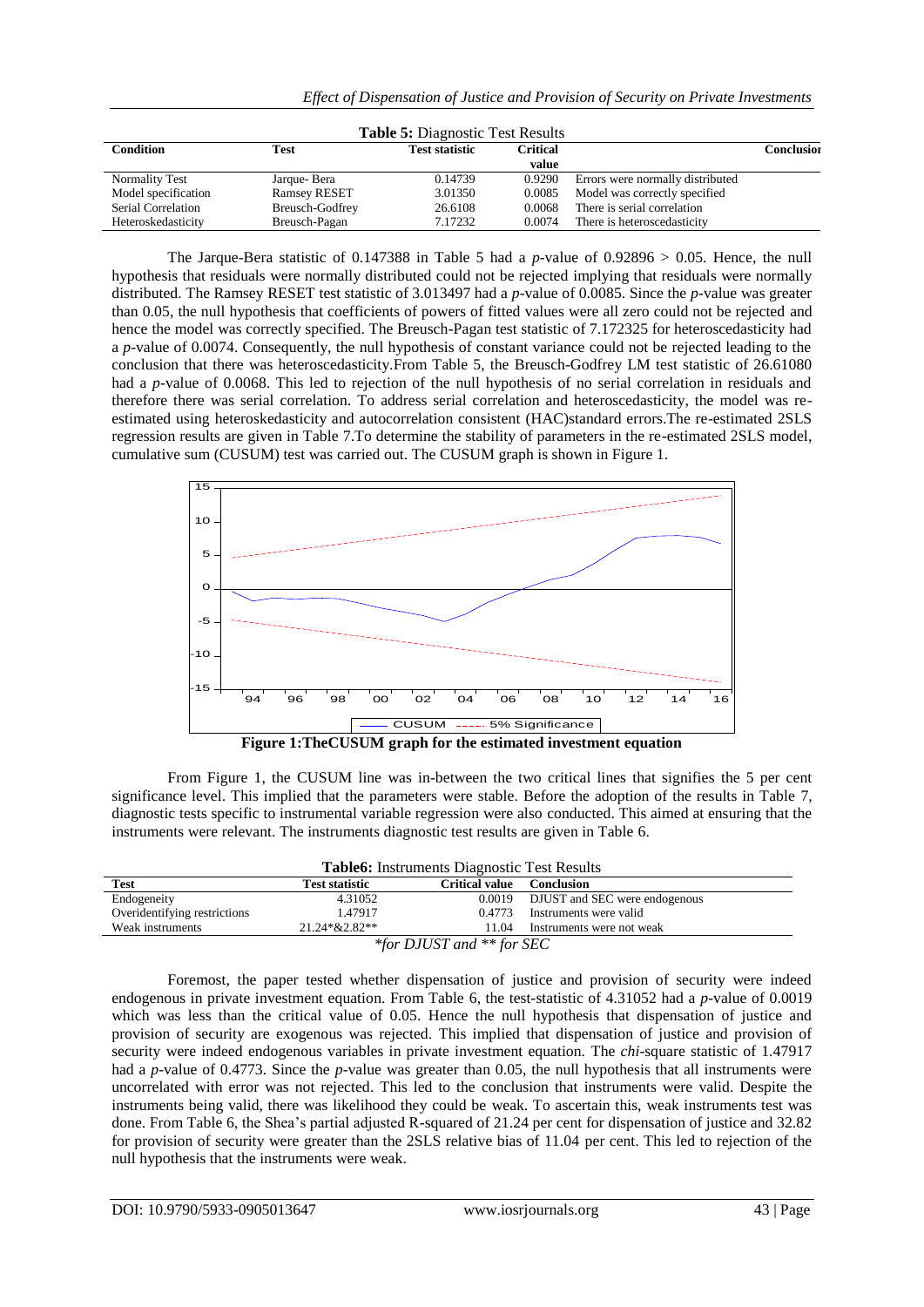**Table 5:** Diagnostic Test Results

| Condition | Test | Test statistic | Critical value | Conclusion |
|---|---|---|---|---|
| Normality Test | Jarque- Bera | 0.14739 | 0.9290 | Errors were normally distributed |
| Model specification | Ramsey RESET | 3.01350 | 0.0085 | Model was correctly specified |
| Serial Correlation | Breusch-Godfrey | 26.6108 | 0.0068 | There is serial correlation |
| Heteroskedasticity | Breusch-Pagan | 7.17232 | 0.0074 | There is heteroscedasticity |

The Jarque-Bera statistic of 0.147388 in Table 5 had a *p*-value of 0.92896 > 0.05. Hence, the null hypothesis that residuals were normally distributed could not be rejected implying that residuals were normally distributed. The Ramsey RESET test statistic of 3.013497 had a *p*-value of 0.0085. Since the *p*-value was greater than 0.05, the null hypothesis that coefficients of powers of fitted values were all zero could not be rejected and hence the model was correctly specified. The Breusch-Pagan test statistic of 7.172325 for heteroscedasticity had a *p*-value of 0.0074. Consequently, the null hypothesis of constant variance could not be rejected leading to the conclusion that there was heteroscedasticity.From Table 5, the Breusch-Godfrey LM test statistic of 26.61080 had a *p*-value of 0.0068. This led to rejection of the null hypothesis of no serial correlation in residuals and therefore there was serial correlation. To address serial correlation and heteroscedasticity, the model was re-estimated using heteroskedasticity and autocorrelation consistent (HAC)standard errors.The re-estimated 2SLS regression results are given in Table 7.To determine the stability of parameters in the re-estimated 2SLS model, cumulative sum (CUSUM) test was carried out. The CUSUM graph is shown in Figure 1.

**Figure 1:TheCUSUM graph for the estimated investment equation**

From Figure 1, the CUSUM line was in-between the two critical lines that signifies the 5 per cent significance level. This implied that the parameters were stable. Before the adoption of the results in Table 7, diagnostic tests specific to instrumental variable regression were also conducted. This aimed at ensuring that the instruments were relevant. The instruments diagnostic test results are given in Table 6.

**Table6:** Instruments Diagnostic Test Results

| Test | Test statistic | Critical value | Conclusion |
|---|---|---|---|
| Endogeneity | 4.31052 | 0.0019 | DJUST and SEC were endogenous |
| Overidentifying restrictions | 1.47917 | 0.4773 | Instruments were valid |
| Weak instruments | 21.24*&2.82** | 11.04 | Instruments were not weak |

*\*for DJUST and \*\* for SEC*

Foremost, the paper tested whether dispensation of justice and provision of security were indeed endogenous in private investment equation. From Table 6, the test-statistic of 4.31052 had a *p*-value of 0.0019 which was less than the critical value of 0.05. Hence the null hypothesis that dispensation of justice and provision of security are exogenous was rejected. This implied that dispensation of justice and provision of security were indeed endogenous variables in private investment equation. The *chi*-square statistic of 1.47917 had a *p*-value of 0.4773. Since the *p*-value was greater than 0.05, the null hypothesis that all instruments were uncorrelated with error was not rejected. This led to the conclusion that instruments were valid. Despite the instruments being valid, there was likelihood they could be weak. To ascertain this, weak instruments test was done. From Table 6, the Shea's partial adjusted R-squared of 21.24 per cent for dispensation of justice and 32.82 for provision of security were greater than the 2SLS relative bias of 11.04 per cent. This led to rejection of the null hypothesis that the instruments were weak.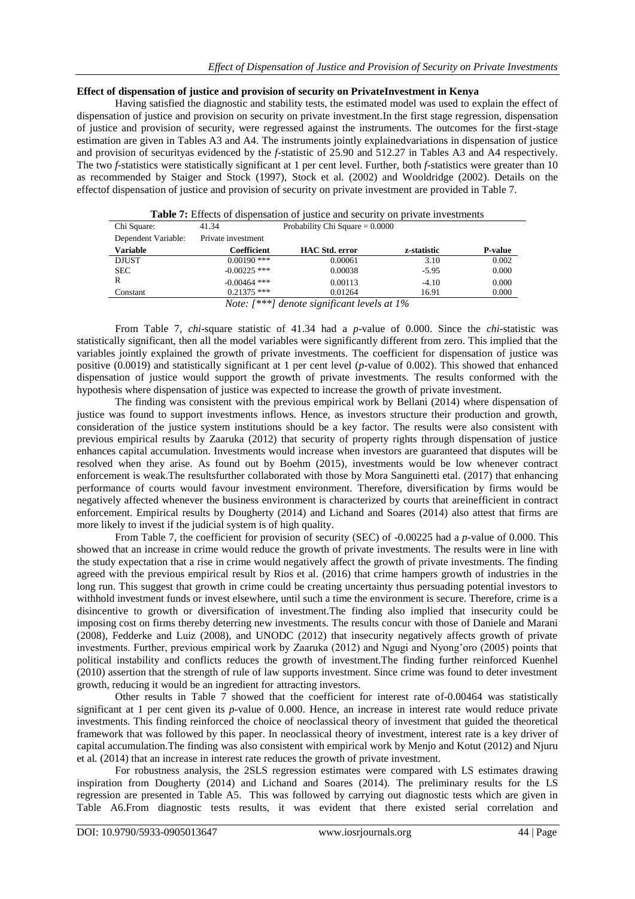**Effect of dispensation of justice and provision of security on PrivateInvestment in Kenya**

Having satisfied the diagnostic and stability tests, the estimated model was used to explain the effect of dispensation of justice and provision on security on private investment.In the first stage regression, dispensation of justice and provision of security, were regressed against the instruments. The outcomes for the first-stage estimation are given in Tables A3 and A4. The instruments jointly explainedvariations in dispensation of justice and provision of securityas evidenced by the *f*-statistic of 25.90 and 512.27 in Tables A3 and A4 respectively. The two *f*-statistics were statistically significant at 1 per cent level. Further, both *f*-statistics were greater than 10 as recommended by Staiger and Stock (1997), Stock et al. (2002) and Wooldridge (2002). Details on the effectof dispensation of justice and provision of security on private investment are provided in Table 7.

**Table 7:** Effects of dispensation of justice and security on private investments

| Chi Square: | 41.34 | Probability Chi Square = 0.0000 | | |
|---|---|---|---|---|
| Dependent Variable: | Private investment | | | |
| **Variable** | **Coefficient** | **HAC Std. error** | **z-statistic** | **P-value** |
| DJUST | 0.00190 *** | 0.00061 | 3.10 | 0.002 |
| SEC | -0.00225 *** | 0.00038 | -5.95 | 0.000 |
| R | -0.00464 *** | 0.00113 | -4.10 | 0.000 |
| Constant | 0.21375 *** | 0.01264 | 16.91 | 0.000 |

*Note: [***] denote significant levels at 1%*

From Table 7, *chi*-square statistic of 41.34 had a *p*-value of 0.000. Since the *chi*-statistic was statistically significant, then all the model variables were significantly different from zero. This implied that the variables jointly explained the growth of private investments. The coefficient for dispensation of justice was positive (0.0019) and statistically significant at 1 per cent level (*p*-value of 0.002). This showed that enhanced dispensation of justice would support the growth of private investments. The results conformed with the hypothesis where dispensation of justice was expected to increase the growth of private investment.

The finding was consistent with the previous empirical work by Bellani (2014) where dispensation of justice was found to support investments inflows. Hence, as investors structure their production and growth, consideration of the justice system institutions should be a key factor. The results were also consistent with previous empirical results by Zaaruka (2012) that security of property rights through dispensation of justice enhances capital accumulation. Investments would increase when investors are guaranteed that disputes will be resolved when they arise. As found out by Boehm (2015), investments would be low whenever contract enforcement is weak.The resultsfurther collaborated with those by Mora Sanguinetti etal. (2017) that enhancing performance of courts would favour investment environment. Therefore, diversification by firms would be negatively affected whenever the business environment is characterized by courts that areinefficient in contract enforcement. Empirical results by Dougherty (2014) and Lichand and Soares (2014) also attest that firms are more likely to invest if the judicial system is of high quality.

From Table 7, the coefficient for provision of security (SEC) of -0.00225 had a *p*-value of 0.000. This showed that an increase in crime would reduce the growth of private investments. The results were in line with the study expectation that a rise in crime would negatively affect the growth of private investments. The finding agreed with the previous empirical result by Rios et al. (2016) that crime hampers growth of industries in the long run. This suggest that growth in crime could be creating uncertainty thus persuading potential investors to withhold investment funds or invest elsewhere, until such a time the environment is secure. Therefore, crime is a disincentive to growth or diversification of investment.The finding also implied that insecurity could be imposing cost on firms thereby deterring new investments. The results concur with those of Daniele and Marani (2008), Fedderke and Luiz (2008), and UNODC (2012) that insecurity negatively affects growth of private investments. Further, previous empirical work by Zaaruka (2012) and Ngugi and Nyong'oro (2005) points that political instability and conflicts reduces the growth of investment.The finding further reinforced Kuenhel (2010) assertion that the strength of rule of law supports investment. Since crime was found to deter investment growth, reducing it would be an ingredient for attracting investors.

Other results in Table 7 showed that the coefficient for interest rate of-0.00464 was statistically significant at 1 per cent given its *p*-value of 0.000. Hence, an increase in interest rate would reduce private investments. This finding reinforced the choice of neoclassical theory of investment that guided the theoretical framework that was followed by this paper. In neoclassical theory of investment, interest rate is a key driver of capital accumulation.The finding was also consistent with empirical work by Menjo and Kotut (2012) and Njuru et al*.* (2014) that an increase in interest rate reduces the growth of private investment.

For robustness analysis, the 2SLS regression estimates were compared with LS estimates drawing inspiration from Dougherty (2014) and Lichand and Soares (2014). The preliminary results for the LS regression are presented in Table A5. This was followed by carrying out diagnostic tests which are given in Table A6.From diagnostic tests results, it was evident that there existed serial correlation and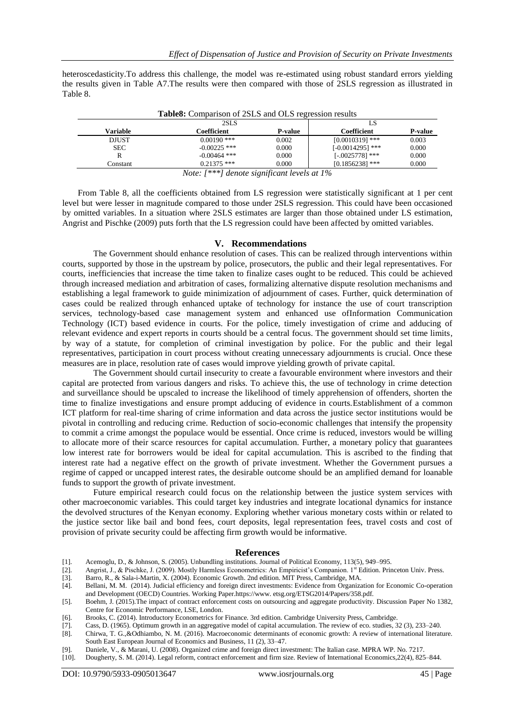heteroscedasticity.To address this challenge, the model was re-estimated using robust standard errors yielding the results given in Table A7.The results were then compared with those of 2SLS regression as illustrated in Table 8.

**Table8:** Comparison of 2SLS and OLS regression results

| | 2SLS | | LS | |
|---|---|---|---|---|
| **Variable** | **Coefficient** | **P-value** | **Coefficient** | **P-value** |
| DJUST | 0.00190 *** | 0.002 | [0.0010319] *** | 0.003 |
| SEC | -0.00225 *** | 0.000 | [-0.0014295] *** | 0.000 |
| R | -0.00464 *** | 0.000 | [-.0025778] *** | 0.000 |
| Constant | 0.21375 *** | 0.000 | [0.1856238] *** | 0.000 |

*Note: [***] denote significant levels at 1%*

From Table 8, all the coefficients obtained from LS regression were statistically significant at 1 per cent level but were lesser in magnitude compared to those under 2SLS regression. This could have been occasioned by omitted variables. In a situation where 2SLS estimates are larger than those obtained under LS estimation, Angrist and Pischke (2009) puts forth that the LS regression could have been affected by omitted variables.

## V. Recommendations

The Government should enhance resolution of cases. This can be realized through interventions within courts, supported by those in the upstream by police, prosecutors, the public and their legal representatives. For courts, inefficiencies that increase the time taken to finalize cases ought to be reduced. This could be achieved through increased mediation and arbitration of cases, formalizing alternative dispute resolution mechanisms and establishing a legal framework to guide minimization of adjournment of cases. Further, quick determination of cases could be realized through enhanced uptake of technology for instance the use of court transcription services, technology-based case management system and enhanced use ofInformation Communication Technology (ICT) based evidence in courts. For the police, timely investigation of crime and adducing of relevant evidence and expert reports in courts should be a central focus. The government should set time limits, by way of a statute, for completion of criminal investigation by police. For the public and their legal representatives, participation in court process without creating unnecessary adjournments is crucial. Once these measures are in place, resolution rate of cases would improve yielding growth of private capital.

The Government should curtail insecurity to create a favourable environment where investors and their capital are protected from various dangers and risks. To achieve this, the use of technology in crime detection and surveillance should be upscaled to increase the likelihood of timely apprehension of offenders, shorten the time to finalize investigations and ensure prompt adducing of evidence in courts.Establishment of a common ICT platform for real-time sharing of crime information and data across the justice sector institutions would be pivotal in controlling and reducing crime. Reduction of socio-economic challenges that intensify the propensity to commit a crime amongst the populace would be essential. Once crime is reduced, investors would be willing to allocate more of their scarce resources for capital accumulation. Further, a monetary policy that guarantees low interest rate for borrowers would be ideal for capital accumulation. This is ascribed to the finding that interest rate had a negative effect on the growth of private investment. Whether the Government pursues a regime of capped or uncapped interest rates, the desirable outcome should be an amplified demand for loanable funds to support the growth of private investment.

Future empirical research could focus on the relationship between the justice system services with other macroeconomic variables. This could target key industries and integrate locational dynamics for instance the devolved structures of the Kenyan economy. Exploring whether various monetary costs within or related to the justice sector like bail and bond fees, court deposits, legal representation fees, travel costs and cost of provision of private security could be affecting firm growth would be informative.

## References

[1]. Acemoglu, D., & Johnson, S. (2005). Unbundling institutions. Journal of Political Economy, 113(5), 949–995.

[2]. Angrist, J., & Pischke, J. (2009). Mostly Harmless Econometrics: An Empiricist's Companion. 1st Edition. Princeton Univ. Press.

[3]. Barro, R., & Sala-i-Martin, X. (2004). Economic Growth. 2nd edition. MIT Press, Cambridge, MA.

[4]. Bellani, M. M. (2014). Judicial efficiency and foreign direct investments: Evidence from Organization for Economic Co-operation and Development (OECD) Countries. Working Paper.https://www. etsg.org/ETSG2014/Papers/358.pdf.

[5]. Boehm, J. (2015).The impact of contract enforcement costs on outsourcing and aggregate productivity. Discussion Paper No 1382, Centre for Economic Performance, LSE, London.

[6]. Brooks, C. (2014). Introductory Econometrics for Finance. 3rd edition. Cambridge University Press, Cambridge.

[7]. Cass, D. (1965). Optimum growth in an aggregative model of capital accumulation. The review of eco. studies, 32 (3), 233–240.

[8]. Chirwa, T. G.,&Odhiambo, N. M. (2016). Macroeconomic determinants of economic growth: A review of international literature. South East European Journal of Economics and Business, 11 (2), 33–47.

[9]. Daniele, V., & Marani, U. (2008). Organized crime and foreign direct investment: The Italian case. MPRA WP. No. 7217.

[10]. Dougherty, S. M. (2014). Legal reform, contract enforcement and firm size. Review of International Economics,22(4), 825–844.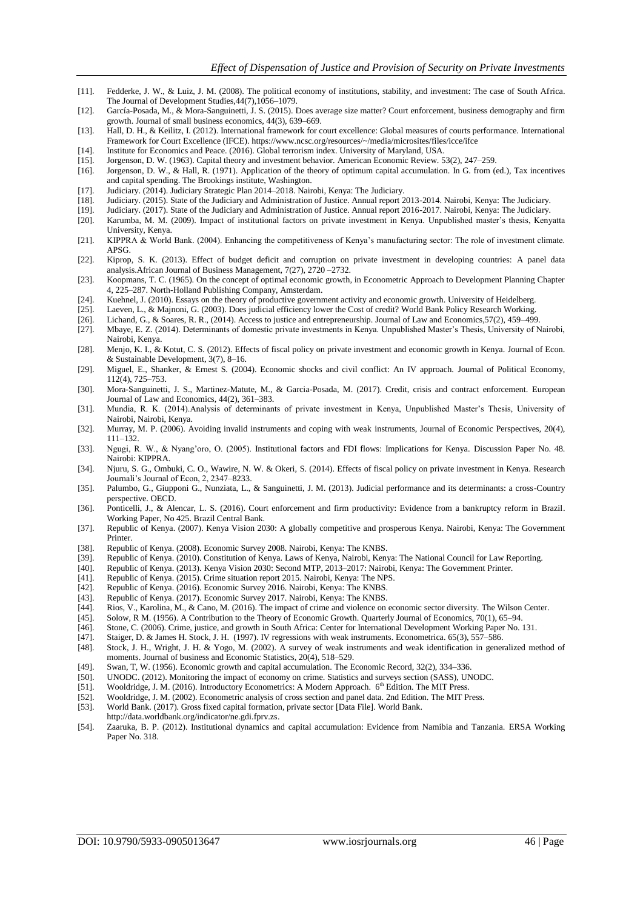[11]. Fedderke, J. W., & Luiz, J. M. (2008). The political economy of institutions, stability, and investment: The case of South Africa. The Journal of Development Studies,44(7),1056–1079.

[12]. García-Posada, M., & Mora-Sanguinetti, J. S. (2015). Does average size matter? Court enforcement, business demography and firm growth. Journal of small business economics, 44(3), 639–669.

[13]. Hall, D. H., & Keilitz, I. (2012). International framework for court excellence: Global measures of courts performance. International Framework for Court Excellence (IFCE). https://www.ncsc.org/resources/~/media/microsites/files/icce/ifce

[14]. Institute for Economics and Peace. (2016). Global terrorism index. University of Maryland, USA.

[15]. Jorgenson, D. W. (1963). Capital theory and investment behavior. American Economic Review. 53(2), 247–259.

[16]. Jorgenson, D. W., & Hall, R. (1971). Application of the theory of optimum capital accumulation. In G. from (ed.), Tax incentives and capital spending. The Brookings institute, Washington.

[17]. Judiciary. (2014). Judiciary Strategic Plan 2014–2018. Nairobi, Kenya: The Judiciary.

[18]. Judiciary. (2015). State of the Judiciary and Administration of Justice. Annual report 2013-2014. Nairobi, Kenya: The Judiciary.

[19]. Judiciary. (2017). State of the Judiciary and Administration of Justice. Annual report 2016-2017. Nairobi, Kenya: The Judiciary.

[20]. Karumba, M. M. (2009). Impact of institutional factors on private investment in Kenya. Unpublished master's thesis, Kenyatta University, Kenya.

[21]. KIPPRA & World Bank. (2004). Enhancing the competitiveness of Kenya's manufacturing sector: The role of investment climate. APSG.

[22]. Kiprop, S. K. (2013). Effect of budget deficit and corruption on private investment in developing countries: A panel data analysis.African Journal of Business Management, 7(27), 2720 –2732.

[23]. Koopmans, T. C. (1965). On the concept of optimal economic growth, in Econometric Approach to Development Planning Chapter 4, 225–287. North-Holland Publishing Company, Amsterdam.

[24]. Kuehnel, J. (2010). Essays on the theory of productive government activity and economic growth. University of Heidelberg.

[25]. Laeven, L., & Majnoni, G. (2003). Does judicial efficiency lower the Cost of credit? World Bank Policy Research Working.

[26]. Lichand, G., & Soares, R. R., (2014). Access to justice and entrepreneurship. Journal of Law and Economics,57(2), 459–499.

[27]. Mbaye, E. Z. (2014). Determinants of domestic private investments in Kenya. Unpublished Master's Thesis, University of Nairobi, Nairobi, Kenya.

[28]. Menjo, K. I., & Kotut, C. S. (2012). Effects of fiscal policy on private investment and economic growth in Kenya. Journal of Econ. & Sustainable Development, 3(7), 8–16.

[29]. Miguel, E., Shanker, & Ernest S. (2004). Economic shocks and civil conflict: An IV approach. Journal of Political Economy, 112(4), 725–753.

[30]. Mora-Sanguinetti, J. S., Martinez-Matute, M., & Garcia-Posada, M. (2017). Credit, crisis and contract enforcement. European Journal of Law and Economics, 44(2), 361–383.

[31]. Mundia, R. K. (2014).Analysis of determinants of private investment in Kenya, Unpublished Master's Thesis, University of Nairobi, Nairobi, Kenya.

[32]. Murray, M. P. (2006). Avoiding invalid instruments and coping with weak instruments, Journal of Economic Perspectives, 20(4), 111–132.

[33]. Ngugi, R. W., & Nyang'oro, O. (2005). Institutional factors and FDI flows: Implications for Kenya. Discussion Paper No. 48. Nairobi: KIPPRA.

[34]. Njuru, S. G., Ombuki, C. O., Wawire, N. W. & Okeri, S. (2014). Effects of fiscal policy on private investment in Kenya. Research Journali's Journal of Econ, 2, 2347–8233.

[35]. Palumbo, G., Giupponi G., Nunziata, L., & Sanguinetti, J. M. (2013). Judicial performance and its determinants: a cross-Country perspective. OECD.

[36]. Ponticelli, J., & Alencar, L. S. (2016). Court enforcement and firm productivity: Evidence from a bankruptcy reform in Brazil. Working Paper, No 425. Brazil Central Bank.

[37]. Republic of Kenya. (2007). Kenya Vision 2030: A globally competitive and prosperous Kenya. Nairobi, Kenya: The Government Printer.

[38]. Republic of Kenya. (2008). Economic Survey 2008. Nairobi, Kenya: The KNBS.

[39]. Republic of Kenya. (2010). Constitution of Kenya. Laws of Kenya, Nairobi, Kenya: The National Council for Law Reporting.

[40]. Republic of Kenya. (2013). Kenya Vision 2030: Second MTP, 2013–2017: Nairobi, Kenya: The Government Printer.

[41]. Republic of Kenya. (2015). Crime situation report 2015. Nairobi, Kenya: The NPS.

[42]. Republic of Kenya. (2016). Economic Survey 2016. Nairobi, Kenya: The KNBS.

[43]. Republic of Kenya. (2017). Economic Survey 2017. Nairobi, Kenya: The KNBS.

[44]. Rios, V., Karolina, M., & Cano, M. (2016). The impact of crime and violence on economic sector diversity. The Wilson Center.

[45]. Solow, R M. (1956). A Contribution to the Theory of Economic Growth. Quarterly Journal of Economics, 70(1), 65–94.

[46]. Stone, C. (2006). Crime, justice, and growth in South Africa: Center for International Development Working Paper No. 131.

[47]. Staiger, D. & James H. Stock, J. H. (1997). IV regressions with weak instruments. Econometrica. 65(3), 557–586.

[48]. Stock, J. H., Wright, J. H. & Yogo, M. (2002). A survey of weak instruments and weak identification in generalized method of moments. Journal of business and Economic Statistics, 20(4), 518–529.

[49]. Swan, T, W. (1956). Economic growth and capital accumulation. The Economic Record, 32(2), 334–336.

[50]. UNODC. (2012). Monitoring the impact of economy on crime. Statistics and surveys section (SASS), UNODC.

[51]. Wooldridge, J. M. (2016). Introductory Econometrics: A Modern Approach. 6th Edition. The MIT Press.

[52]. Wooldridge, J. M. (2002). Econometric analysis of cross section and panel data. 2nd Edition. The MIT Press.

[53]. World Bank. (2017). Gross fixed capital formation, private sector [Data File]. World Bank. http://data.worldbank.org/indicator/ne.gdi.fprv.zs.

[54]. Zaaruka, B. P. (2012). Institutional dynamics and capital accumulation: Evidence from Namibia and Tanzania. ERSA Working Paper No. 318.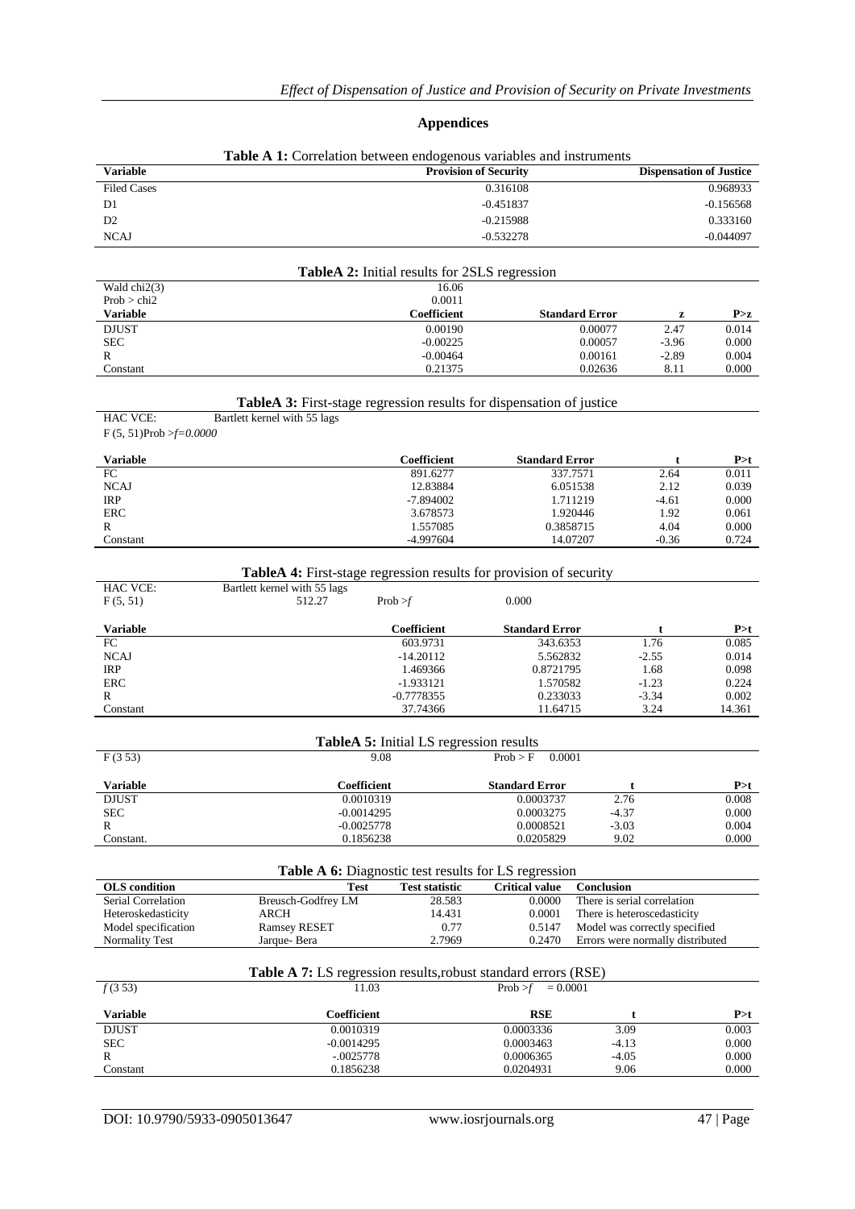## Appendices

**Table A 1:** Correlation between endogenous variables and instruments

| Variable | Provision of Security | Dispensation of Justice |
|---|---|---|
| Filed Cases | 0.316108 | 0.968933 |
| D1 | -0.451837 | -0.156568 |
| D2 | -0.215988 | 0.333160 |
| NCAJ | -0.532278 | -0.044097 |

**TableA 2:** Initial results for 2SLS regression

| | | | | |
|---|---|---|---|---|
| Wald chi2(3) | 16.06 | | | |
| Prob > chi2 | 0.0011 | | | |
| **Variable** | **Coefficient** | **Standard Error** | **z** | **P>z** |
| DJUST | 0.00190 | 0.00077 | 2.47 | 0.014 |
| SEC | -0.00225 | 0.00057 | -3.96 | 0.000 |
| R | -0.00464 | 0.00161 | -2.89 | 0.004 |
| Constant | 0.21375 | 0.02636 | 8.11 | 0.000 |

**TableA 3:** First-stage regression results for dispensation of justice

HAC VCE: Bartlett kernel with 55 lags

F (5, 51)Prob >*f=0.0000*

| Variable | Coefficient | Standard Error | t | P>t |
|---|---|---|---|---|
| FC | 891.6277 | 337.7571 | 2.64 | 0.011 |
| NCAJ | 12.83884 | 6.051538 | 2.12 | 0.039 |
| IRP | -7.894002 | 1.711219 | -4.61 | 0.000 |
| ERC | 3.678573 | 1.920446 | 1.92 | 0.061 |
| R | 1.557085 | 0.3858715 | 4.04 | 0.000 |
| Constant | -4.997604 | 14.07207 | -0.36 | 0.724 |

**TableA 4:** First-stage regression results for provision of security

HAC VCE: Bartlett kernel with 55 lags

F (5, 51) 512.27 Prob >*f* 0.000

| Variable | Coefficient | Standard Error | t | P>t |
|---|---|---|---|---|
| FC | 603.9731 | 343.6353 | 1.76 | 0.085 |
| NCAJ | -14.20112 | 5.562832 | -2.55 | 0.014 |
| IRP | 1.469366 | 0.8721795 | 1.68 | 0.098 |
| ERC | -1.933121 | 1.570582 | -1.23 | 0.224 |
| R | -0.7778355 | 0.233033 | -3.34 | 0.002 |
| Constant | 37.74366 | 11.64715 | 3.24 | 14.361 |

**TableA 5:** Initial LS regression results

F (3 53) 9.08 Prob > F 0.0001

| Variable | Coefficient | Standard Error | t | P>t |
|---|---|---|---|---|
| DJUST | 0.0010319 | 0.0003737 | 2.76 | 0.008 |
| SEC | -0.0014295 | 0.0003275 | -4.37 | 0.000 |
| R | -0.0025778 | 0.0008521 | -3.03 | 0.004 |
| Constant. | 0.1856238 | 0.0205829 | 9.02 | 0.000 |

**Table A 6:** Diagnostic test results for LS regression

| OLS condition | Test | Test statistic | Critical value | Conclusion |
|---|---|---|---|---|
| Serial Correlation | Breusch-Godfrey LM | 28.583 | 0.0000 | There is serial correlation |
| Heteroskedasticity | ARCH | 14.431 | 0.0001 | There is heteroscedasticity |
| Model specification | Ramsey RESET | 0.77 | 0.5147 | Model was correctly specified |
| Normality Test | Jarque- Bera | 2.7969 | 0.2470 | Errors were normally distributed |

**Table A 7:** LS regression results,robust standard errors (RSE)

*f* (3 53) 11.03 Prob >*f* = 0.0001

| Variable | Coefficient | RSE | t | P>t |
|---|---|---|---|---|
| DJUST | 0.0010319 | 0.0003336 | 3.09 | 0.003 |
| SEC | -0.0014295 | 0.0003463 | -4.13 | 0.000 |
| R | -.0025778 | 0.0006365 | -4.05 | 0.000 |
| Constant | 0.1856238 | 0.0204931 | 9.06 | 0.000 |